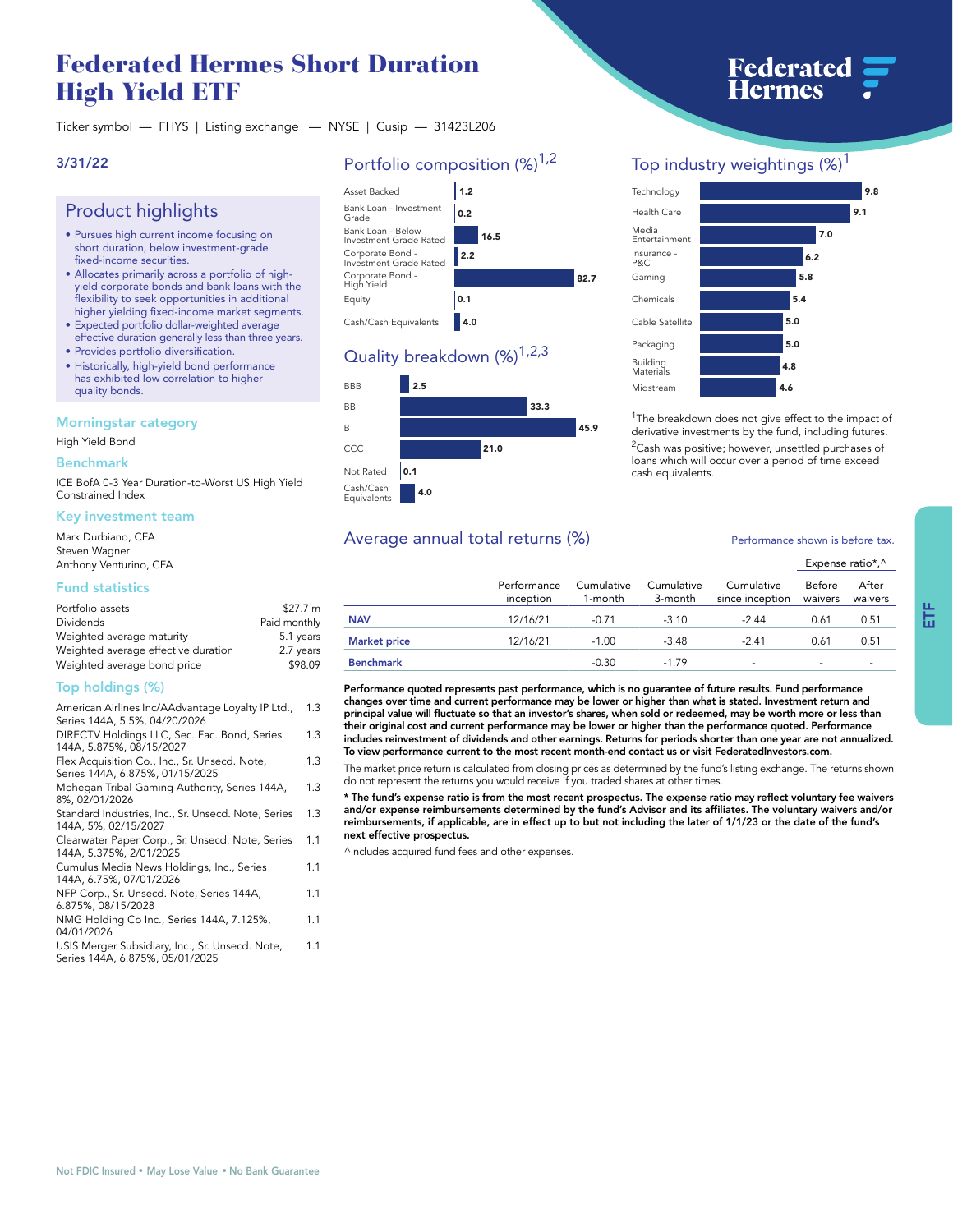# Federated Hermes Short Duration High Yield ETF

Ticker symbol — FHYS | Listing exchange — NYSE | Cusip — 31423L206

3/31/22

## Product highlights

- Pursues high current income focusing on short duration, below investment-grade fixed-income securities.
- Allocates primarily across a portfolio of high-yield corporate bonds and bank loans with the flexibility to seek opportunities in additional higher yielding fixed-income market segments.
- Expected portfolio dollar-weighted average effective duration generally less than three years.
- Provides portfolio diversification.
- Historically, high-yield bond performance has exhibited low correlation to higher quality bonds.

### Morningstar category

High Yield Bond

### Benchmark

ICE BofA 0-3 Year Duration-to-Worst US High Yield Constrained Index

### Key investment team

Mark Durbiano, CFA
Steven Wagner
Anthony Venturino, CFA

### Fund statistics

| | |
|---|---|
| Portfolio assets | $27.7 m |
| Dividends | Paid monthly |
| Weighted average maturity | 5.1 years |
| Weighted average effective duration | 2.7 years |
| Weighted average bond price | $98.09 |

### Top holdings (%)

| | |
|---|---|
| American Airlines Inc/AAdvantage Loyalty IP Ltd., Series 144A, 5.5%, 04/20/2026 | 1.3 |
| DIRECTV Holdings LLC, Sec. Fac. Bond, Series 144A, 5.875%, 08/15/2027 | 1.3 |
| Flex Acquisition Co., Inc., Sr. Unsecd. Note, Series 144A, 6.875%, 01/15/2025 | 1.3 |
| Mohegan Tribal Gaming Authority, Series 144A, 8%, 02/01/2026 | 1.3 |
| Standard Industries, Inc., Sr. Unsecd. Note, Series 144A, 5%, 02/15/2027 | 1.3 |
| Clearwater Paper Corp., Sr. Unsecd. Note, Series 144A, 5.375%, 2/01/2025 | 1.1 |
| Cumulus Media News Holdings, Inc., Series 144A, 6.75%, 07/01/2026 | 1.1 |
| NFP Corp., Sr. Unsecd. Note, Series 144A, 6.875%, 08/15/2028 | 1.1 |
| NMG Holding Co Inc., Series 144A, 7.125%, 04/01/2026 | 1.1 |
| USIS Merger Subsidiary, Inc., Sr. Unsecd. Note, Series 144A, 6.875%, 05/01/2025 | 1.1 |

## Portfolio composition (%)[1,2]

| | |
|---|---|
| Asset Backed | 1.2 |
| Bank Loan - Investment Grade | 0.2 |
| Bank Loan - Below Investment Grade Rated | 16.5 |
| Corporate Bond - Investment Grade Rated | 2.2 |
| Corporate Bond - High Yield | 82.7 |
| Equity | 0.1 |
| Cash/Cash Equivalents | 4.0 |

## Quality breakdown (%)[1,2,3]

| | |
|---|---|
| BBB | 2.5 |
| BB | 33.3 |
| B | 45.9 |
| CCC | 21.0 |
| Not Rated | 0.1 |
| Cash/Cash Equivalents | 4.0 |

## Top industry weightings (%)[1]

| | |
|---|---|
| Technology | 9.8 |
| Health Care | 9.1 |
| Media Entertainment | 7.0 |
| Insurance - P&C | 6.2 |
| Gaming | 5.8 |
| Chemicals | 5.4 |
| Cable Satellite | 5.0 |
| Packaging | 5.0 |
| Building Materials | 4.8 |
| Midstream | 4.6 |

[1]The breakdown does not give effect to the impact of derivative investments by the fund, including futures.
[2]Cash was positive; however, unsettled purchases of loans which will occur over a period of time exceed cash equivalents.

## Average annual total returns (%)

Performance shown is before tax.

| | Performance inception | Cumulative 1-month | Cumulative 3-month | Cumulative since inception | Expense ratio*,^ Before waivers | After waivers |
|---|---|---|---|---|---|---|
| **NAV** | 12/16/21 | -0.71 | -3.10 | -2.44 | 0.61 | 0.51 |
| **Market price** | 12/16/21 | -1.00 | -3.48 | -2.41 | 0.61 | 0.51 |
| **Benchmark** | | -0.30 | -1.79 | - | - | - |

**Performance quoted represents past performance, which is no guarantee of future results. Fund performance changes over time and current performance may be lower or higher than what is stated. Investment return and principal value will fluctuate so that an investor's shares, when sold or redeemed, may be worth more or less than their original cost and current performance may be lower or higher than the performance quoted. Performance includes reinvestment of dividends and other earnings. Returns for periods shorter than one year are not annualized. To view performance current to the most recent month-end contact us or visit FederatedInvestors.com.**

The market price return is calculated from closing prices as determined by the fund's listing exchange. The returns shown do not represent the returns you would receive if you traded shares at other times.

**\* The fund's expense ratio is from the most recent prospectus. The expense ratio may reflect voluntary fee waivers and/or expense reimbursements determined by the fund's Advisor and its affiliates. The voluntary waivers and/or reimbursements, if applicable, are in effect up to but not including the later of 1/1/23 or the date of the fund's next effective prospectus.**

^Includes acquired fund fees and other expenses.

Not FDIC Insured • May Lose Value • No Bank Guarantee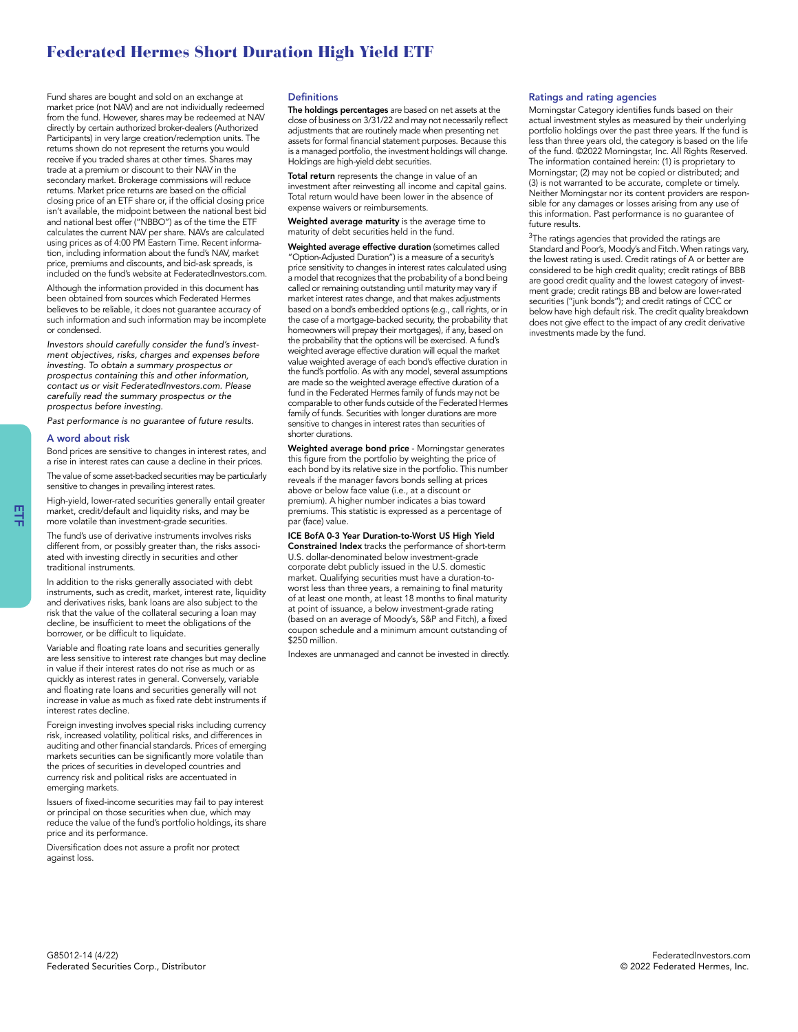# Federated Hermes Short Duration High Yield ETF

Fund shares are bought and sold on an exchange at market price (not NAV) and are not individually redeemed from the fund. However, shares may be redeemed at NAV directly by certain authorized broker-dealers (Authorized Participants) in very large creation/redemption units. The returns shown do not represent the returns you would receive if you traded shares at other times. Shares may trade at a premium or discount to their NAV in the secondary market. Brokerage commissions will reduce returns. Market price returns are based on the official closing price of an ETF share or, if the official closing price isn't available, the midpoint between the national best bid and national best offer ("NBBO") as of the time the ETF calculates the current NAV per share. NAVs are calculated using prices as of 4:00 PM Eastern Time. Recent information, including information about the fund's NAV, market price, premiums and discounts, and bid-ask spreads, is included on the fund's website at FederatedInvestors.com.

Although the information provided in this document has been obtained from sources which Federated Hermes believes to be reliable, it does not guarantee accuracy of such information and such information may be incomplete or condensed.

*Investors should carefully consider the fund's investment objectives, risks, charges and expenses before investing. To obtain a summary prospectus or prospectus containing this and other information, contact us or visit FederatedInvestors.com. Please carefully read the summary prospectus or the prospectus before investing.*

*Past performance is no guarantee of future results.*

## A word about risk

Bond prices are sensitive to changes in interest rates, and a rise in interest rates can cause a decline in their prices.

The value of some asset-backed securities may be particularly sensitive to changes in prevailing interest rates.

High-yield, lower-rated securities generally entail greater market, credit/default and liquidity risks, and may be more volatile than investment-grade securities.

The fund's use of derivative instruments involves risks different from, or possibly greater than, the risks associated with investing directly in securities and other traditional instruments.

In addition to the risks generally associated with debt instruments, such as credit, market, interest rate, liquidity and derivatives risks, bank loans are also subject to the risk that the value of the collateral securing a loan may decline, be insufficient to meet the obligations of the borrower, or be difficult to liquidate.

Variable and floating rate loans and securities generally are less sensitive to interest rate changes but may decline in value if their interest rates do not rise as much or as quickly as interest rates in general. Conversely, variable and floating rate loans and securities generally will not increase in value as much as fixed rate debt instruments if interest rates decline.

Foreign investing involves special risks including currency risk, increased volatility, political risks, and differences in auditing and other financial standards. Prices of emerging markets securities can be significantly more volatile than the prices of securities in developed countries and currency risk and political risks are accentuated in emerging markets.

Issuers of fixed-income securities may fail to pay interest or principal on those securities when due, which may reduce the value of the fund's portfolio holdings, its share price and its performance.

Diversification does not assure a profit nor protect against loss.

## Definitions

**The holdings percentages** are based on net assets at the close of business on 3/31/22 and may not necessarily reflect adjustments that are routinely made when presenting net assets for formal financial statement purposes. Because this is a managed portfolio, the investment holdings will change. Holdings are high-yield debt securities.

**Total return** represents the change in value of an investment after reinvesting all income and capital gains. Total return would have been lower in the absence of expense waivers or reimbursements.

**Weighted average maturity** is the average time to maturity of debt securities held in the fund.

**Weighted average effective duration** (sometimes called "Option-Adjusted Duration") is a measure of a security's price sensitivity to changes in interest rates calculated using a model that recognizes that the probability of a bond being called or remaining outstanding until maturity may vary if market interest rates change, and that makes adjustments based on a bond's embedded options (e.g., call rights, or in the case of a mortgage-backed security, the probability that homeowners will prepay their mortgages), if any, based on the probability that the options will be exercised. A fund's weighted average effective duration will equal the market value weighted average of each bond's effective duration in the fund's portfolio. As with any model, several assumptions are made so the weighted average effective duration of a fund in the Federated Hermes family of funds may not be comparable to other funds outside of the Federated Hermes family of funds. Securities with longer durations are more sensitive to changes in interest rates than securities of shorter durations.

**Weighted average bond price** - Morningstar generates this figure from the portfolio by weighting the price of each bond by its relative size in the portfolio. This number reveals if the manager favors bonds selling at prices above or below face value (i.e., at a discount or premium). A higher number indicates a bias toward premiums. This statistic is expressed as a percentage of par (face) value.

**ICE BofA 0-3 Year Duration-to-Worst US High Yield Constrained Index** tracks the performance of short-term U.S. dollar-denominated below investment-grade corporate debt publicly issued in the U.S. domestic market. Qualifying securities must have a duration-to-worst less than three years, a remaining to final maturity of at least one month, at least 18 months to final maturity at point of issuance, a below investment-grade rating (based on an average of Moody's, S&P and Fitch), a fixed coupon schedule and a minimum amount outstanding of $250 million.

Indexes are unmanaged and cannot be invested in directly.

## Ratings and rating agencies

Morningstar Category identifies funds based on their actual investment styles as measured by their underlying portfolio holdings over the past three years. If the fund is less than three years old, the category is based on the life of the fund. ©2022 Morningstar, Inc. All Rights Reserved. The information contained herein: (1) is proprietary to Morningstar; (2) may not be copied or distributed; and (3) is not warranted to be accurate, complete or timely. Neither Morningstar nor its content providers are responsible for any damages or losses arising from any use of this information. Past performance is no guarantee of future results.

[3]The ratings agencies that provided the ratings are Standard and Poor's, Moody's and Fitch. When ratings vary, the lowest rating is used. Credit ratings of A or better are considered to be high credit quality; credit ratings of BBB are good credit quality and the lowest category of investment grade; credit ratings BB and below are lower-rated securities ("junk bonds"); and credit ratings of CCC or below have high default risk. The credit quality breakdown does not give effect to the impact of any credit derivative investments made by the fund.

G85012-14 (4/22)
Federated Securities Corp., Distributor

FederatedInvestors.com
© 2022 Federated Hermes, Inc.